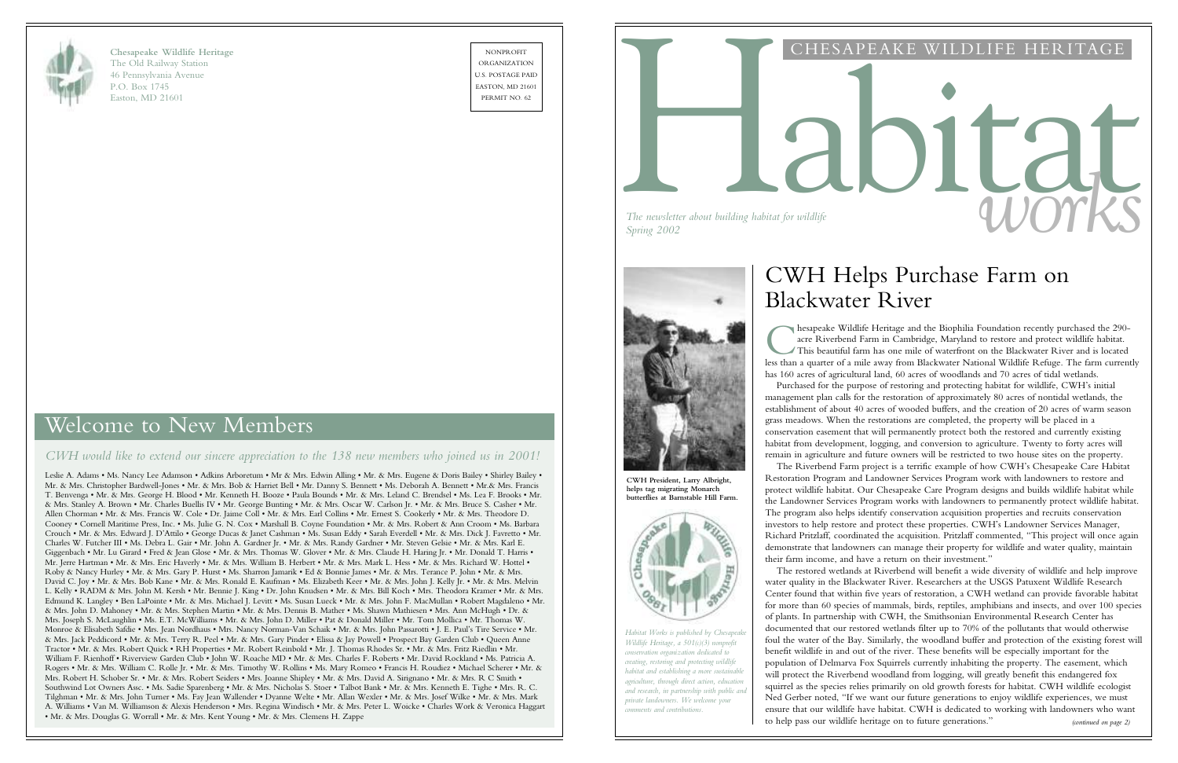**Chesapeake Wildlife Heritage**
The Old Railway Station
46 Pennsylvania Avenue
P.O. Box 1745
Easton, MD 21601

NONPROFIT ORGANIZATION
U.S. POSTAGE PAID
EASTON, MD 21601
PERMIT NO. 62

## Welcome to New Members

*CWH would like to extend our sincere appreciation to the 138 new members who joined us in 2001!*

Leslie A. Adams • Ms. Nancy Lee Adamson • Adkins Arboretum • Mr & Mrs. Edwin Alling • Mr. & Mrs. Eugene & Doris Bailey • Shirley Bailey • Mr. & Mrs. Christopher Bardwell-Jones • Mr. & Mrs. Bob & Harriet Bell • Mr. Danny S. Bennett • Ms. Deborah A. Bennett • Mr.& Mrs. Francis T. Benvenga • Mr. & Mrs. George H. Blood • Mr. Kenneth H. Booze • Paula Bounds • Mr. & Mrs. Leland C. Brendsel • Ms. Lea F. Brooks • Mr. & Mrs. Stanley A. Brown • Mr. Charles Buellis IV • Mr. George Bunting • Mr. & Mrs. Oscar W. Carlson Jr. • Mr. & Mrs. Bruce S. Casher • Mr. Allen Chorman • Mr. & Mrs. Francis W. Cole • Dr. Jaime Coll • Mr. & Mrs. Earl Collins • Mr. Ernest S. Cookerly • Mr. & Mrs. Theodore D. Cooney • Cornell Maritime Press, Inc. • Ms. Julie G. N. Cox • Marshall B. Coyne Foundation • Mr. & Mrs. Robert & Ann Croom • Ms. Barbara Crouch • Mr. & Mrs. Edward J. D'Attilo • George Ducas & Janet Cashman • Ms. Susan Eddy • Sarah Everdell • Mr. & Mrs. Dick J. Favretto • Mr. Charles W. Futcher III • Ms. Debra L. Gair • Mr. John A. Gardner Jr. • Mr. & Mrs. Randy Gardner • Mr. Steven Gelsie • Mr. & Mrs. Karl E. Giggenbach • Mr. Lu Girard • Fred & Jean Glose • Mr. & Mrs. Thomas W. Glover • Mr. & Mrs. Claude H. Haring Jr. • Mr. Donald T. Harris • Mr. Jerre Hartman • Mr. & Mrs. Eric Haverly • Mr. & Mrs. William B. Herbert • Mr. & Mrs. Mark L. Hess • Mr. & Mrs. Richard W. Hottel • Roby & Nancy Hurley • Mr. & Mrs. Gary P. Hurst • Ms. Sharron Jamarik • Ed & Bonnie James • Mr. & Mrs. Terance P. John • Mr. & Mrs. David C. Joy • Mr. & Mrs. Bob Kane • Mr. & Mrs. Ronald E. Kaufman • Ms. Elizabeth Keer • Mr. & Mrs. John J. Kelly Jr. • Mr. & Mrs. Melvin L. Kelly • RADM & Mrs. John M. Kersh • Mr. Bennie J. King • Dr. John Knudsen • Mr. & Mrs. Bill Koch • Mrs. Theodora Kramer • Mr. & Mrs. Edmund K. Langley • Ben LaPointe • Mr. & Mrs. Michael J. Levitt • Ms. Susan Lueck • Mr. & Mrs. John F. MacMullan • Robert Magdaleno • Mr. & Mrs. John D. Mahoney • Mr. & Mrs. Stephen Martin • Mr. & Mrs. Dennis B. Mather • Ms. Shawn Mathiesen • Mrs. Ann McHugh • Dr. & Mrs. Joseph S. McLaughlin • Ms. E.T. McWilliams • Mr. & Mrs. John D. Miller • Pat & Donald Miller • Mr. Tom Mollica • Mr. Thomas W. Monroe & Elisabeth Safdie • Mrs. Jean Nordhaus • Mrs. Nancy Norman-Van Schaik • Mr. & Mrs. John Passarotti • J. E. Paul's Tire Service • Mr. & Mrs. Jack Peddicord • Mr. & Mrs. Terry R. Peel • Mr. & Mrs. Gary Pinder • Elissa & Jay Powell • Prospect Bay Garden Club • Queen Anne Tractor • Mr. & Mrs. Robert Quick • RH Properties • Mr. Robert Reinbold • Mr. J. Thomas Rhodes Sr. • Mr. & Mrs. Fritz Riedlin • Mr. William F. Rienhoff • Riverview Garden Club • John W. Roache MD • Mr. & Mrs. Charles F. Roberts • Mr. David Rockland • Ms. Patricia A. Rogers • Mr. & Mrs. William C. Rolle Jr. • Mr. & Mrs. Timothy W. Rollins • Ms. Mary Romeo • Francis H. Roudiez • Michael Scherer • Mr. & Mrs. Robert H. Schober Sr. • Mr. & Mrs. Robert Seiders • Mrs. Joanne Shipley • Mr. & Mrs. David A. Sirignano • Mr. & Mrs. R C Smith • Southwind Lot Owners Assc. • Ms. Sadie Sparenberg • Mr. & Mrs. Nicholas S. Stoer • Talbot Bank • Mr. & Mrs. Kenneth E. Tighe • Mrs. R. C. Tilghman • Mr. & Mrs. John Turner • Ms. Fay Jean Wallender • Dyanne Welte • Mr. Allan Wexler • Mr. & Mrs. Josef Wilke • Mr. & Mrs. Mark A. Williams • Van M. Williamson & Alexis Henderson • Mrs. Regina Windisch • Mr. & Mrs. Peter L. Woicke • Charles Work & Veronica Haggart • Mr. & Mrs. Douglas G. Worrall • Mr. & Mrs. Kent Young • Mr. & Mrs. Clemens H. Zappe

CHESAPEAKE WILDLIFE HERITAGE

# Habitat *works*

*The newsletter about building habitat for wildlife*
*Spring 2002*

**CWH President, Larry Albright, helps tag migrating Monarch butterflies at Barnstable Hill Farm.**

*Habitat Works is published by Chesapeake Wildlife Heritage, a 501(c)(3) nonprofit conservation organization dedicated to creating, restoring and protecting wildlife habitat and establishing a more sustainable agriculture, through direct action, education and research, in partnership with public and private landowners. We welcome your comments and contributions.*

## CWH Helps Purchase Farm on Blackwater River

Chesapeake Wildlife Heritage and the Biophilia Foundation recently purchased the 290-acre Riverbend Farm in Cambridge, Maryland to restore and protect wildlife habitat. This beautiful farm has one mile of waterfront on the Blackwater River and is located less than a quarter of a mile away from Blackwater National Wildlife Refuge. The farm currently has 160 acres of agricultural land, 60 acres of woodlands and 70 acres of tidal wetlands.

Purchased for the purpose of restoring and protecting habitat for wildlife, CWH's initial management plan calls for the restoration of approximately 80 acres of nontidal wetlands, the establishment of about 40 acres of wooded buffers, and the creation of 20 acres of warm season grass meadows. When the restorations are completed, the property will be placed in a conservation easement that will permanently protect both the restored and currently existing habitat from development, logging, and conversion to agriculture. Twenty to forty acres will remain in agriculture and future owners will be restricted to two house sites on the property.

The Riverbend Farm project is a terrific example of how CWH's Chesapeake Care Habitat Restoration Program and Landowner Services Program work with landowners to restore and protect wildlife habitat. Our Chesapeake Care Program designs and builds wildlife habitat while the Landowner Services Program works with landowners to permanently protect wildlife habitat. The program also helps identify conservation acquisition properties and recruits conservation investors to help restore and protect these properties. CWH's Landowner Services Manager, Richard Pritzlaff, coordinated the acquisition. Pritzlaff commented, "This project will once again demonstrate that landowners can manage their property for wildlife and water quality, maintain their farm income, and have a return on their investment."

The restored wetlands at Riverbend will benefit a wide diversity of wildlife and help improve water quality in the Blackwater River. Researchers at the USGS Patuxent Wildlife Research Center found that within five years of restoration, a CWH wetland can provide favorable habitat for more than 60 species of mammals, birds, reptiles, amphibians and insects, and over 100 species of plants. In partnership with CWH, the Smithsonian Environmental Research Center has documented that our restored wetlands filter up to 70% of the pollutants that would otherwise foul the water of the Bay. Similarly, the woodland buffer and protection of the existing forest will benefit wildlife in and out of the river. These benefits will be especially important for the population of Delmarva Fox Squirrels currently inhabiting the property. The easement, which will protect the Riverbend woodland from logging, will greatly benefit this endangered fox squirrel as the species relies primarily on old growth forests for habitat. CWH wildlife ecologist Ned Gerber noted, "If we want our future generations to enjoy wildlife experiences, we must ensure that our wildlife have habitat. CWH is dedicated to working with landowners who want to help pass our wildlife heritage on to future generations."

*(continued on page 2)*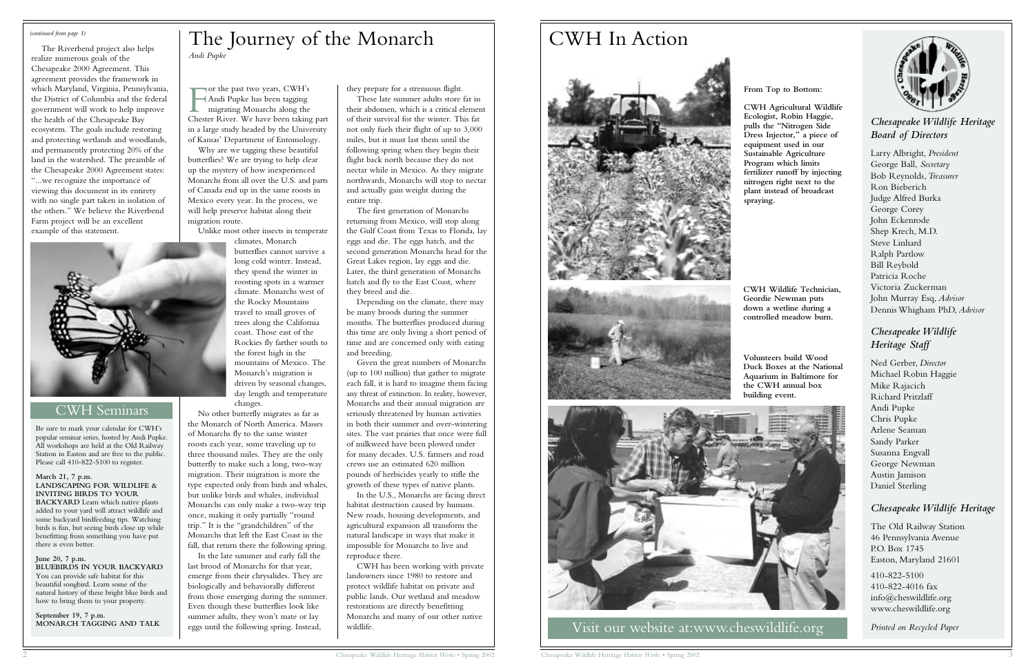*(continued from page 1)*

The Riverbend project also helps realize numerous goals of the Chesapeake 2000 Agreement. This agreement provides the framework in which Maryland, Virginia, Pennsylvania, the District of Columbia and the federal government will work to help improve the health of the Chesapeake Bay ecosystem. The goals include restoring and protecting wetlands and woodlands, and permanently protecting 20% of the land in the watershed. The preamble of the Chesapeake 2000 Agreement states: "...we recognize the importance of viewing this document in its entirety with no single part taken in isolation of the others." We believe the Riverbend Farm project will be an excellent example of this statement.

## CWH Seminars

Be sure to mark your calendar for CWH's popular seminar series, hosted by Andi Pupke. All workshops are held at the Old Railway Station in Easton and are free to the public. Please call 410-822-5100 to register.

**March 21, 7 p.m.**
**LANDSCAPING FOR WILDLIFE & INVITING BIRDS TO YOUR BACKYARD** Learn which native plants added to your yard will attract wildlife and some backyard birdfeeding tips. Watching birds is fun, but seeing birds close up while benefitting from something you have put there is even better.

**June 20, 7 p.m.**
**BLUEBIRDS IN YOUR BACKYARD**
You can provide safe habitat for this beautiful songbird. Learn some of the natural history of these bright blue birds and how to bring them to your property.

**September 19, 7 p.m.**
**MONARCH TAGGING AND TALK**

# The Journey of the Monarch

*Andi Pupke*

For the past two years, CWH's Andi Pupke has been tagging migrating Monarchs along the Chester River. We have been taking part in a large study headed by the University of Kansas' Department of Entomology.

Why are we tagging these beautiful butterflies? We are trying to help clear up the mystery of how inexperienced Monarchs from all over the U.S. and parts of Canada end up in the same roosts in Mexico every year. In the process, we will help preserve habitat along their migration route.

Unlike most other insects in temperate climates, Monarch butterflies cannot survive a long cold winter. Instead, they spend the winter in roosting spots in a warmer climate. Monarchs west of the Rocky Mountains travel to small groves of trees along the California coast. Those east of the Rockies fly farther south to the forest high in the mountains of Mexico. The Monarch's migration is driven by seasonal changes, day length and temperature changes.

No other butterfly migrates as far as the Monarch of North America. Masses of Monarchs fly to the same winter roosts each year, some traveling up to three thousand miles. They are the only butterfly to make such a long, two-way migration. Their migration is more the type expected only from birds and whales, but unlike birds and whales, individual Monarchs can only make a two-way trip once, making it only partially "round trip." It is the "grandchildren" of the Monarchs that left the East Coast in the fall, that return there the following spring.

In the late summer and early fall the last brood of Monarchs for that year, emerge from their chrysalides. They are biologically and behaviorally different from those emerging during the summer. Even though these butterflies look like summer adults, they won't mate or lay eggs until the following spring. Instead, they prepare for a strenuous flight.

These late summer adults store fat in their abdomen, which is a critical element of their survival for the winter. This fat not only fuels their flight of up to 3,000 miles, but it must last them until the following spring when they begin their flight back north because they do not nectar while in Mexico. As they migrate northwards, Monarchs will stop to nectar and actually gain weight during the entire trip.

The first generation of Monarchs returning from Mexico, will stop along the Gulf Coast from Texas to Florida, lay eggs and die. The eggs hatch, and the second generation Monarchs head for the Great Lakes region, lay eggs and die. Later, the third generation of Monarchs hatch and fly to the East Coast, where they breed and die.

Depending on the climate, there may be many broods during the summer months. The butterflies produced during this time are only living a short period of time and are concerned only with eating and breeding.

Given the great numbers of Monarchs (up to 100 million) that gather to migrate each fall, it is hard to imagine them facing any threat of extinction. In reality, however, Monarchs and their annual migration are seriously threatened by human activities in both their summer and over-wintering sites. The vast prairies that once were full of milkweed have been plowed under for many decades. U.S. farmers and road crews use an estimated 620 million pounds of herbicides yearly to stifle the growth of these types of native plants.

In the U.S., Monarchs are facing direct habitat destruction caused by humans. New roads, housing developments, and agricultural expansion all transform the natural landscape in ways that make it impossible for Monarchs to live and reproduce there.

CWH has been working with private landowners since 1980 to restore and protect wildlife habitat on private and public lands. Our wetland and meadow restorations are directly benefitting Monarchs and many of our other native wildlife.

# CWH In Action

**From Top to Bottom:**

**CWH Agricultural Wildlife Ecologist, Robin Haggie, pulls the "Nitrogen Side Dress Injector," a piece of equipment used in our Sustainable Agriculture Program which limits fertilizer runoff by injecting nitrogen right next to the plant instead of broadcast spraying.**

**CWH Wildlife Technician, Geordie Newman puts down a wetline during a controlled meadow burn.**

**Volunteers build Wood Duck Boxes at the National Aquarium in Baltimore for the CWH annual box building event.**

Visit our website at:www.cheswildlife.org

### *Chesapeake Wildlife Heritage Board of Directors*

Larry Albright, *President*
George Ball, *Secretary*
Bob Reynolds, *Treasurer*
Ron Bieberich
Judge Alfred Burka
George Corey
John Eckenrode
Shep Krech, M.D.
Steve Linhard
Ralph Partlow
Bill Reybold
Patricia Roche
Victoria Zuckerman
John Murray Esq, *Advisor*
Dennis Whigham PhD, *Advisor*

### *Chesapeake Wildlife Heritage Staff*

Ned Gerber, *Director*
Michael Robin Haggie
Mike Rajacich
Richard Pritzlaff
Andi Pupke
Chris Pupke
Arlene Seaman
Sandy Parker
Susanna Engvall
George Newman
Austin Jamison
Daniel Sterling

### *Chesapeake Wildlife Heritage*

The Old Railway Station
46 Pennsylvania Avenue
P.O. Box 1745
Easton, Maryland 21601

410-822-5100
410-822-4016 fax
info@cheswildlife.org
www.cheswildlife.org

*Printed on Recycled Paper*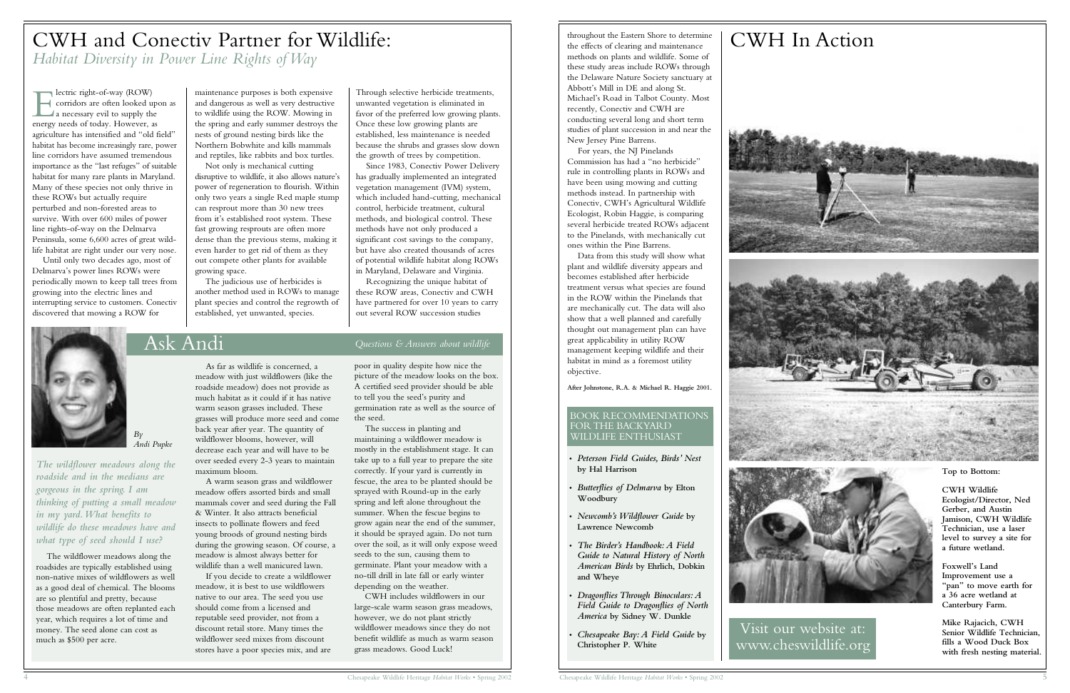# CWH and Conectiv Partner for Wildlife:

## *Habitat Diversity in Power Line Rights of Way*

Electric right-of-way (ROW) corridors are often looked upon as a necessary evil to supply the energy needs of today. However, as agriculture has intensified and "old field" habitat has become increasingly rare, power line corridors have assumed tremendous importance as the "last refuges" of suitable habitat for many rare plants in Maryland. Many of these species not only thrive in these ROWs but actually require perturbed and non-forested areas to survive. With over 600 miles of power line rights-of-way on the Delmarva Peninsula, some 6,600 acres of great wildlife habitat are right under our very nose.

Until only two decades ago, most of Delmarva's power lines ROWs were periodically mown to keep tall trees from growing into the electric lines and interrupting service to customers. Conectiv discovered that mowing a ROW for maintenance purposes is both expensive and dangerous as well as very destructive to wildlife using the ROW. Mowing in the spring and early summer destroys the nests of ground nesting birds like the Northern Bobwhite and kills mammals and reptiles, like rabbits and box turtles.

Not only is mechanical cutting disruptive to wildlife, it also allows nature's power of regeneration to flourish. Within only two years a single Red maple stump can resprout more than 30 new trees from it's established root system. These fast growing resprouts are often more dense than the previous stems, making it even harder to get rid of them as they out compete other plants for available growing space.

The judicious use of herbicides is another method used in ROWs to manage plant species and control the regrowth of established, yet unwanted, species. Through selective herbicide treatments, unwanted vegetation is eliminated in favor of the preferred low growing plants. Once these low growing plants are established, less maintenance is needed because the shrubs and grasses slow down the growth of trees by competition.

Since 1983, Conectiv Power Delivery has gradually implemented an integrated vegetation management (IVM) system, which included hand-cutting, mechanical control, herbicide treatment, cultural methods, and biological control. These methods have not only produced a significant cost savings to the company, but have also created thousands of acres of potential wildlife habitat along ROWs in Maryland, Delaware and Virginia.

Recognizing the unique habitat of these ROW areas, Conectiv and CWH have partnered for over 10 years to carry out several ROW succession studies throughout the Eastern Shore to determine the effects of clearing and maintenance methods on plants and wildlife. Some of these study areas include ROWs through the Delaware Nature Society sanctuary at Abbott's Mill in DE and along St. Michael's Road in Talbot County. Most recently, Conectiv and CWH are conducting several long and short term studies of plant succession in and near the New Jersey Pine Barrens.

For years, the NJ Pinelands Commission has had a "no herbicide" rule in controlling plants in ROWs and have been using mowing and cutting methods instead. In partnership with Conectiv, CWH's Agricultural Wildlife Ecologist, Robin Haggie, is comparing several herbicide treated ROWs adjacent to the Pinelands, with mechanically cut ones within the Pine Barrens.

Data from this study will show what plant and wildlife diversity appears and becomes established after herbicide treatment versus what species are found in the ROW within the Pinelands that are mechanically cut. The data will also show that a well planned and carefully thought out management plan can have great applicability in utility ROW management keeping wildlife and their habitat in mind as a foremost utility objective.

**After Johnstone, R.A. & Michael R. Haggie 2001.**

# Ask Andi

*Questions & Answers about wildlife*

*By Andi Pupke*

*The wildflower meadows along the roadside and in the medians are gorgeous in the spring. I am thinking of putting a small meadow in my yard. What benefits to wildlife do these meadows have and what type of seed should I use?*

The wildflower meadows along the roadsides are typically established using non-native mixes of wildflowers as well as a good deal of chemical. The blooms are so plentiful and pretty, because those meadows are often replanted each year, which requires a lot of time and money. The seed alone can cost as much as $500 per acre.

As far as wildlife is concerned, a meadow with just wildflowers (like the roadside meadow) does not provide as much habitat as it could if it has native warm season grasses included. These grasses will produce more seed and come back year after year. The quantity of wildflower blooms, however, will decrease each year and will have to be over seeded every 2-3 years to maintain maximum bloom.

A warm season grass and wildflower meadow offers assorted birds and small mammals cover and seed during the Fall & Winter. It also attracts beneficial insects to pollinate flowers and feed young broods of ground nesting birds during the growing season. Of course, a meadow is almost always better for wildlife than a well manicured lawn.

If you decide to create a wildflower meadow, it is best to use wildflowers native to our area. The seed you use should come from a licensed and reputable seed provider, not from a discount retail store. Many times the wildflower seed mixes from discount stores have a poor species mix, and are poor in quality despite how nice the picture of the meadow looks on the box. A certified seed provider should be able to tell you the seed's purity and germination rate as well as the source of the seed.

The success in planting and maintaining a wildflower meadow is mostly in the establishment stage. It can take up to a full year to prepare the site correctly. If your yard is currently in fescue, the area to be planted should be sprayed with Round-up in the early spring and left alone throughout the summer. When the fescue begins to grow again near the end of the summer, it should be sprayed again. Do not turn over the soil, as it will only expose weed seeds to the sun, causing them to germinate. Plant your meadow with a no-till drill in late fall or early winter depending on the weather.

CWH includes wildflowers in our large-scale warm season grass meadows, however, we do not plant strictly wildflower meadows since they do not benefit wildlife as much as warm season grass meadows. Good Luck!

## BOOK RECOMMENDATIONS FOR THE BACKYARD WILDLIFE ENTHUSIAST

- ***Peterson Field Guides, Birds' Nest*** **by Hal Harrison**
- ***Butterflies of Delmarva*** **by Elton Woodbury**
- ***Newcomb's Wildflower Guide*** **by Lawrence Newcomb**
- ***The Birder's Handbook: A Field Guide to Natural History of North American Birds*** **by Ehrlich, Dobkin and Wheye**
- ***Dragonflies Through Binoculars: A Field Guide to Dragonflies of North America*** **by Sidney W. Dunkle**
- ***Chesapeake Bay: A Field Guide*** **by Christopher P. White**

# CWH In Action

**Top to Bottom:**

**CWH Wildlife Ecologist/Director, Ned Gerber, and Austin Jamison, CWH Wildlife Technician, use a laser level to survey a site for a future wetland.**

**Foxwell's Land Improvement use a "pan" to move earth for a 36 acre wetland at Canterbury Farm.**

**Mike Rajacich, CWH Senior Wildlife Technician, fills a Wood Duck Box with fresh nesting material.**

Visit our website at: www.cheswildlife.org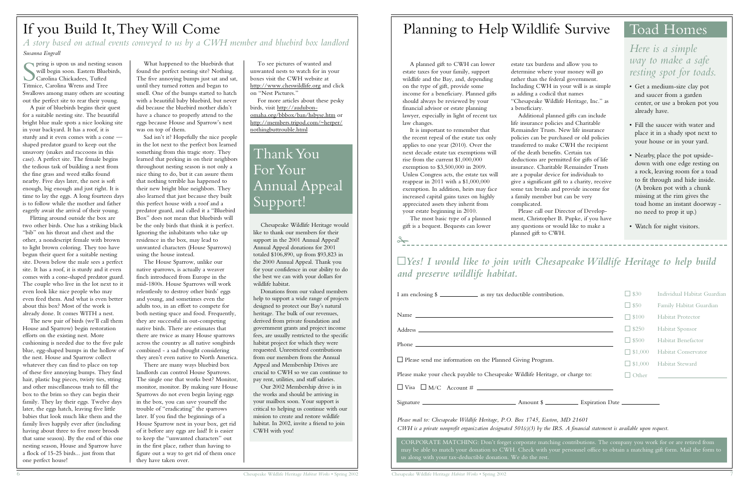# If you Build It, They Will Come

*A story based on actual events conveyed to us by a CWH member and bluebird box landlord*

*Susanna Engvall*

Spring is upon us and nesting season will begin soon. Eastern Bluebirds, Carolina Chickadees, Tufted Titmice, Carolina Wrens and Tree Swallows among many others are scouting out the perfect site to rear their young.

A pair of bluebirds begins their quest for a suitable nesting site. The beautiful bright blue male spots a nice looking site in your backyard. It has a roof, it is sturdy and it even comes with a cone — shaped predator guard to keep out the unsavory (snakes and raccoons in this case). A perfect site. The female begins the tedious task of building a nest from the fine grass and weed stalks found nearby. Five days later, the nest is soft enough, big enough and just right. It is time to lay the eggs. A long fourteen days is to follow while the mother and father eagerly await the arrival of their young.

Flitting around outside the box are two other birds. One has a striking black "bib" on his throat and chest and the other, a nondescript female with brown to light brown coloring. They too have begun their quest for a suitable nesting site. Down below the male sees a perfect site. It has a roof, it is sturdy and it even comes with a cone-shaped predator guard. The couple who live in the lot next to it even look like nice people who may even feed them. And what is even better about this box? Most of the work is already done. It comes WITH a nest.

The new pair of birds (we'll call them House and Sparrow) begin restoration efforts on the existing nest. More cushioning is needed due to the five pale blue, egg-shaped bumps in the hollow of the nest. House and Sparrow collect whatever they can find to place on top of these five annoying bumps. They find hair, plastic bag pieces, twisty ties, string and other miscellaneous trash to fill the box to the brim so they can begin their family. They lay their eggs. Twelve days later, the eggs hatch, leaving five little babies that look much like them and the family lives happily ever after (including having about three to five more broods that same season). By the end of this one nesting season, House and Sparrow have a flock of 15-25 birds... just from that one perfect house!

What happened to the bluebirds that found the perfect nesting site? Nothing. The five annoying bumps just sat and sat, until they turned rotten and began to smell. One of the bumps started to hatch with a beautiful baby bluebird, but never did because the bluebird mother didn't have a chance to properly attend to the eggs because House and Sparrow's nest was on top of them.

Sad isn't it? Hopefully the nice people in the lot next to the perfect box learned something from this tragic story. They learned that peeking in on their neighbors throughout nesting season is not only a nice thing to do, but it can assure them that nothing terrible has happened to their new bright blue neighbors. They also learned that just because they built this perfect house with a roof and a predator guard, and called it a "Bluebird Box" does not mean that bluebirds will be the only birds that think it is perfect. Ignoring the inhabitants who take up residence in the box, may lead to unwanted characters (House Sparrows) using the house instead.

The House Sparrow, unlike our native sparrows, is actually a weaver finch introduced from Europe in the mid-1800s. House Sparrows will work relentlessly to destroy other birds' eggs and young, and sometimes even the adults too, in an effort to compete for both nesting space and food. Frequently, they are successful in out-competing native birds. There are estimates that there are twice as many House sparrows across the country as all native songbirds combined - a sad thought considering they aren't even native to North America.

There are many ways bluebird box landlords can control House Sparrows. The single one that works best? Monitor, monitor, monitor. By making sure House Sparrows do not even begin laying eggs in the box, you can save yourself the trouble of "eradicating" the sparrows later. If you find the beginnings of a House Sparrow nest in your box, get rid of it before any eggs are laid! It is easier to keep the "unwanted characters" out in the first place, rather than having to figure out a way to get rid of them once they have taken over.

To see pictures of wanted and unwanted nests to watch for in your boxes visit the CWH website at http://www.cheswildlife.org and click on "Nest Pictures."

For more articles about these pesky birds, visit http://audubon-omaha.org/bbbox/ban/hsbyse.htm or http://members.tripod.com/~herper/nothingbuttrouble.html

## Thank You For Your Annual Appeal Support!

Chesapeake Wildlife Heritage would like to thank our members for their support in the 2001 Annual Appeal! Annual Appeal donations for 2001 totaled $106,890, up from $93,823 in the 2000 Annual Appeal. Thank you for your confidence in our ability to do the best we can with your dollars for wildlife habitat.

Donations from our valued members help to support a wide range of projects designed to protect our Bay's natural heritage. The bulk of our revenues, derived from private foundation and government grants and project income fees, are usually restricted to the specific habitat project for which they were requested. Unrestricted contributions from our members from the Annual Appeal and Membership Drives are crucial to CWH so we can continue to pay rent, utilities, and staff salaries.

Our 2002 Membership drive is in the works and should be arriving in your mailbox soon. Your support is critical to helping us continue with our mission to create and restore wildlife habitat. In 2002, invite a friend to join CWH with you!

# Planning to Help Wildlife Survive

A planned gift to CWH can lower estate taxes for your family, support wildlife and the Bay, and, depending on the type of gift, provide some income for a beneficiary. Planned gifts should always be reviewed by your financial advisor or estate planning lawyer, especially in light of recent tax law changes.

It is important to remember that the recent repeal of the estate tax only applies to one year (2010). Over the next decade estate tax exemptions will rise from the current $1,000,000 exemption to $3,500,000 in 2009. Unless Congress acts, the estate tax will reappear in 2011 with a $1,000,000 exemption. In addition, heirs may face increased capital gains taxes on highly appreciated assets they inherit from your estate beginning in 2010.

The most basic type of a planned gift is a bequest. Bequests can lower estate tax burdens and allow you to determine where your money will go rather than the federal government. Including CWH in your will is as simple as adding a codicil that names "Chesapeake Wildlife Heritage, Inc." as a beneficiary.

Additional planned gifts can include life insurance policies and Charitable Remainder Trusts. New life insurance policies can be purchased or old policies transferred to make CWH the recipient of the death benefits. Certain tax deductions are permitted for gifts of life insurance. Charitable Remainder Trusts are a popular device for individuals to give a significant gift to a charity, receive some tax breaks and provide income for a family member but can be very complicated.

Please call our Director of Development, Christopher B. Pupke, if you have any questions or would like to make a planned gift to CWH.

## Toad Homes

*Here is a simple way to make a safe resting spot for toads.*

- Get a medium-size clay pot and saucer from a garden center, or use a broken pot you already have.
- Fill the saucer with water and place it in a shady spot next to your house or in your yard.
- Nearby, place the pot upside-down with one edge resting on a rock, leaving room for a toad to fit through and hide inside. (A broken pot with a chunk missing at the rim gives the toad home an instant doorway - no need to prop it up.)
- Watch for night visitors.

---

## ☐ *Yes! I would like to join with Chesapeake Wildlife Heritage to help build and preserve wildlife habitat.*

I am enclosing $ ____________ as my tax deductible contribution.

Name ______________________________

Address ______________________________

Phone ______________________________

☐ Please send me information on the Planned Giving Program.

Please make your check payable to Chesapeake Wildlife Heritage, or charge to:

☐ Visa ☐ M/C Account # ______________________________

Signature ____________________ Amount $ __________ Expiration Date __________

- ☐ $30 Individual Habitat Guardian
- ☐ $50 Family Habitat Guardian
- ☐ $100 Habitat Protector
- ☐ $250 Habitat Sponsor
- ☐ $500 Habitat Benefactor
- ☐ $1,000 Habitat Conservator
- ☐ $1,000 Habitat Steward
- ☐ Other ____________

*Please mail to: Chesapeake Wildlife Heritage, P.O. Box 1745, Easton, MD 21601*

*CWH is a private nonprofit organization designated 501(c)(3) by the IRS. A financial statement is available upon request.*

CORPORATE MATCHING: Don't forget corporate matching contributions. The company you work for or are retired from may be able to match your donation to CWH. Check with your personnel office to obtain a matching gift form. Mail the form to us along with your tax-deductible donation. We do the rest.